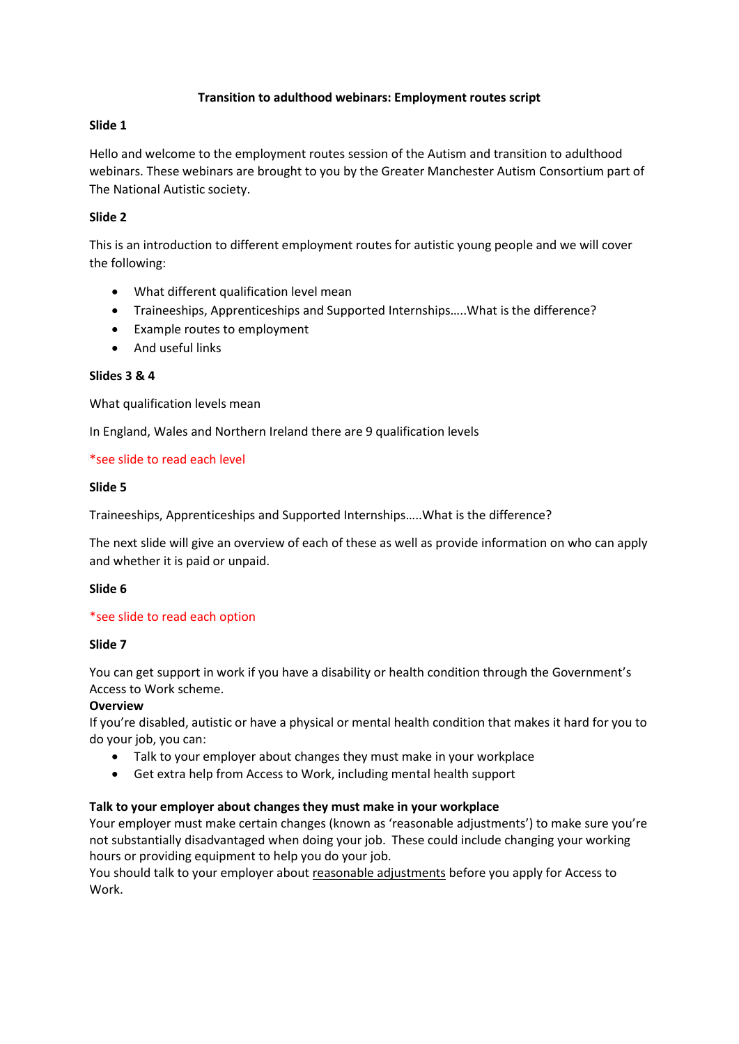# Transition to adulthood webinars: Employment routes script

**Slide 1**

Hello and welcome to the employment routes session of the Autism and transition to adulthood webinars. These webinars are brought to you by the Greater Manchester Autism Consortium part of The National Autistic society.

**Slide 2**

This is an introduction to different employment routes for autistic young people and we will cover the following:

- What different qualification level mean
- Traineeships, Apprenticeships and Supported Internships…..What is the difference?
- Example routes to employment
- And useful links

**Slides 3 & 4**

What qualification levels mean

In England, Wales and Northern Ireland there are 9 qualification levels

*see slide to read each level

**Slide 5**

Traineeships, Apprenticeships and Supported Internships…..What is the difference?

The next slide will give an overview of each of these as well as provide information on who can apply and whether it is paid or unpaid.

**Slide 6**

*see slide to read each option

**Slide 7**

You can get support in work if you have a disability or health condition through the Government's Access to Work scheme.

**Overview**

If you're disabled, autistic or have a physical or mental health condition that makes it hard for you to do your job, you can:

- Talk to your employer about changes they must make in your workplace
- Get extra help from Access to Work, including mental health support

**Talk to your employer about changes they must make in your workplace**

Your employer must make certain changes (known as 'reasonable adjustments') to make sure you're not substantially disadvantaged when doing your job. These could include changing your working hours or providing equipment to help you do your job.

You should talk to your employer about reasonable adjustments before you apply for Access to Work.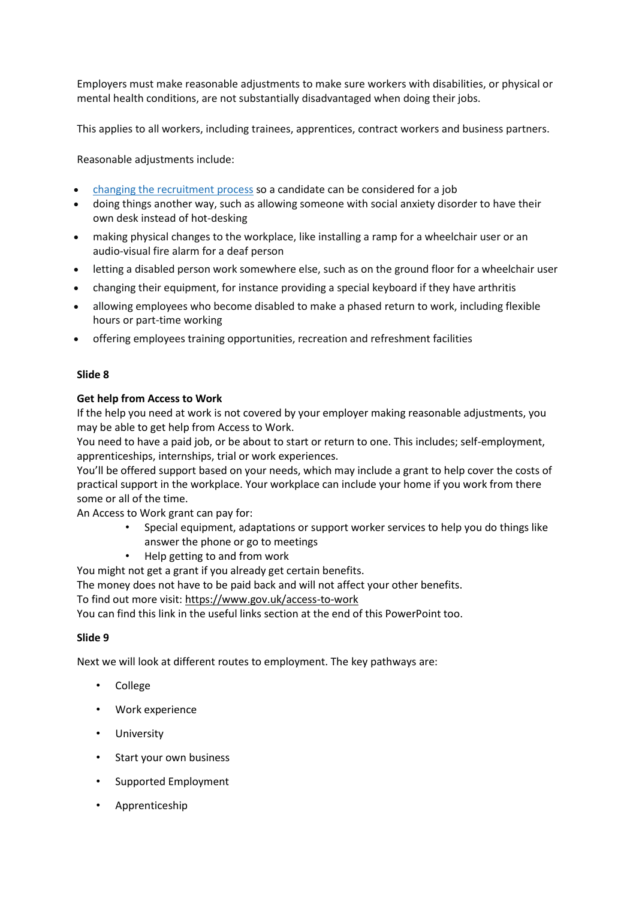Employers must make reasonable adjustments to make sure workers with disabilities, or physical or mental health conditions, are not substantially disadvantaged when doing their jobs.

This applies to all workers, including trainees, apprentices, contract workers and business partners.

Reasonable adjustments include:

- changing the recruitment process so a candidate can be considered for a job
- doing things another way, such as allowing someone with social anxiety disorder to have their own desk instead of hot-desking
- making physical changes to the workplace, like installing a ramp for a wheelchair user or an audio-visual fire alarm for a deaf person
- letting a disabled person work somewhere else, such as on the ground floor for a wheelchair user
- changing their equipment, for instance providing a special keyboard if they have arthritis
- allowing employees who become disabled to make a phased return to work, including flexible hours or part-time working
- offering employees training opportunities, recreation and refreshment facilities

**Slide 8**

**Get help from Access to Work**

If the help you need at work is not covered by your employer making reasonable adjustments, you may be able to get help from Access to Work.

You need to have a paid job, or be about to start or return to one. This includes; self-employment, apprenticeships, internships, trial or work experiences.

You'll be offered support based on your needs, which may include a grant to help cover the costs of practical support in the workplace. Your workplace can include your home if you work from there some or all of the time.

An Access to Work grant can pay for:

- Special equipment, adaptations or support worker services to help you do things like answer the phone or go to meetings
- Help getting to and from work

You might not get a grant if you already get certain benefits.

The money does not have to be paid back and will not affect your other benefits.

To find out more visit: https://www.gov.uk/access-to-work

You can find this link in the useful links section at the end of this PowerPoint too.

**Slide 9**

Next we will look at different routes to employment. The key pathways are:

- College
- Work experience
- University
- Start your own business
- Supported Employment
- Apprenticeship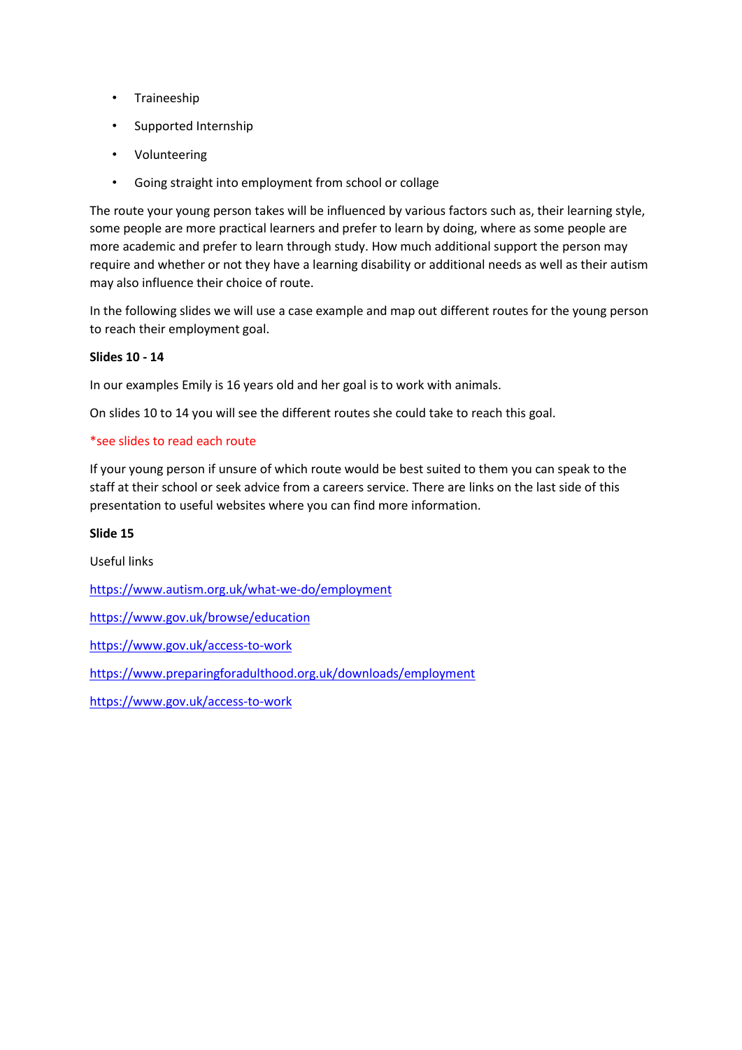- Traineeship
- Supported Internship
- Volunteering
- Going straight into employment from school or collage

The route your young person takes will be influenced by various factors such as, their learning style, some people are more practical learners and prefer to learn by doing, where as some people are more academic and prefer to learn through study. How much additional support the person may require and whether or not they have a learning disability or additional needs as well as their autism may also influence their choice of route.

In the following slides we will use a case example and map out different routes for the young person to reach their employment goal.

**Slides 10 - 14**

In our examples Emily is 16 years old and her goal is to work with animals.

On slides 10 to 14 you will see the different routes she could take to reach this goal.

*see slides to read each route

If your young person if unsure of which route would be best suited to them you can speak to the staff at their school or seek advice from a careers service. There are links on the last side of this presentation to useful websites where you can find more information.

**Slide 15**

Useful links

https://www.autism.org.uk/what-we-do/employment

https://www.gov.uk/browse/education

https://www.gov.uk/access-to-work

https://www.preparingforadulthood.org.uk/downloads/employment

https://www.gov.uk/access-to-work